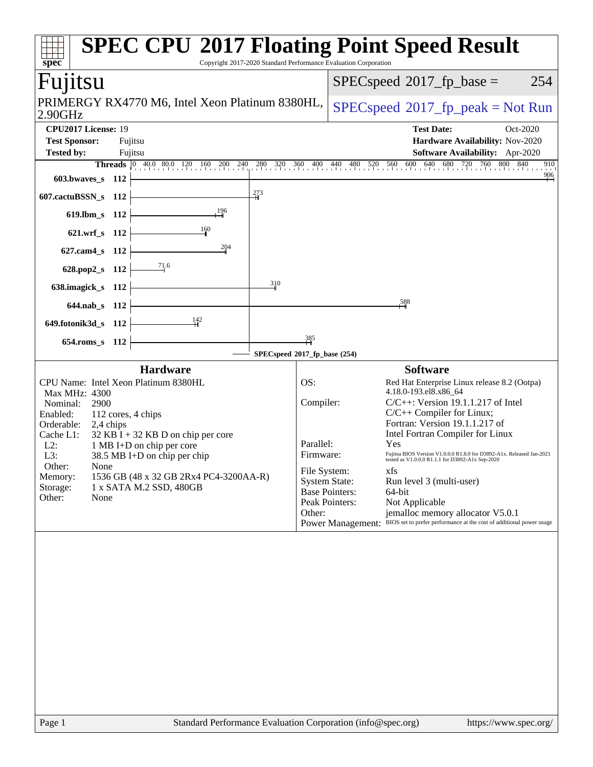# SPEC CPU 2017 Floating Point Speed Result

Copyright 2017-2020 Standard Performance Evaluation Corporation

## Fujitsu

PRIMERGY RX4770 M6, Intel Xeon Platinum 8380HL, 2.90GHz

SPECspeed 2017_fp_base = 254

SPECspeed 2017_fp_peak = Not Run

**CPU2017 License:** 19
**Test Sponsor:** Fujitsu
**Tested by:** Fujitsu

**Test Date:** Oct-2020
**Hardware Availability:** Nov-2020
**Software Availability:** Apr-2020

| Benchmark | Threads | Base Result |
|---|---|---|
| 603.bwaves_s | 112 | 906 |
| 607.cactuBSSN_s | 112 | 273 |
| 619.lbm_s | 112 | 196 |
| 621.wrf_s | 112 | 160 |
| 627.cam4_s | 112 | 204 |
| 628.pop2_s | 112 | 71.6 |
| 638.imagick_s | 112 | 310 |
| 644.nab_s | 112 | 588 |
| 649.fotonik3d_s | 112 | 142 |
| 654.roms_s | 112 | 385 |

SPECspeed 2017_fp_base (254)

## Hardware

| | |
|---|---|
| CPU Name: | Intel Xeon Platinum 8380HL |
| Max MHz: | 4300 |
| Nominal: | 2900 |
| Enabled: | 112 cores, 4 chips |
| Orderable: | 2,4 chips |
| Cache L1: | 32 KB I + 32 KB D on chip per core |
| L2: | 1 MB I+D on chip per core |
| L3: | 38.5 MB I+D on chip per chip |
| Other: | None |
| Memory: | 1536 GB (48 x 32 GB 2Rx4 PC4-3200AA-R) |
| Storage: | 1 x SATA M.2 SSD, 480GB |
| Other: | None |

## Software

| | |
|---|---|
| OS: | Red Hat Enterprise Linux release 8.2 (Ootpa) 4.18.0-193.el8.x86_64 |
| Compiler: | C/C++: Version 19.1.1.217 of Intel C/C++ Compiler for Linux; Fortran: Version 19.1.1.217 of Intel Fortran Compiler for Linux |
| Parallel: | Yes |
| Firmware: | Fujitsu BIOS Version V1.0.0.0 R1.8.0 for D3892-A1x. Released Jan-2021 tested as V1.0.0.0 R1.1.1 for D3892-A1x Sep-2020 |
| File System: | xfs |
| System State: | Run level 3 (multi-user) |
| Base Pointers: | 64-bit |
| Peak Pointers: | Not Applicable |
| Other: | jemalloc memory allocator V5.0.1 |
| Power Management: | BIOS set to prefer performance at the cost of additional power usage |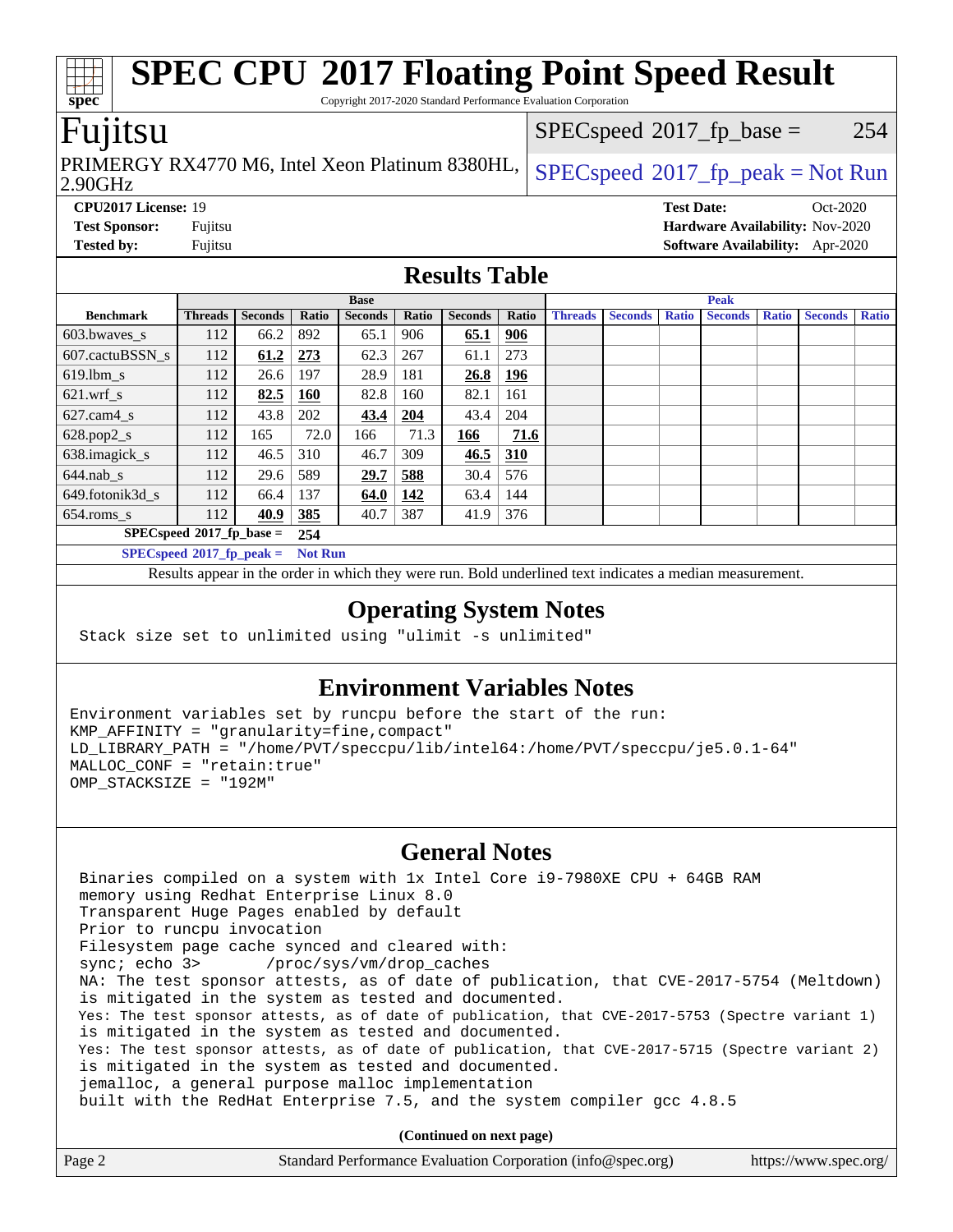# SPEC CPU 2017 Floating Point Speed Result

Copyright 2017-2020 Standard Performance Evaluation Corporation

## Fujitsu

PRIMERGY RX4770 M6, Intel Xeon Platinum 8380HL, 2.90GHz

SPECspeed 2017_fp_base = 254

SPECspeed 2017_fp_peak = Not Run

**CPU2017 License:** 19
**Test Sponsor:** Fujitsu
**Tested by:** Fujitsu

**Test Date:** Oct-2020
**Hardware Availability:** Nov-2020
**Software Availability:** Apr-2020

## Results Table

| Benchmark | Base | | | | | | | Peak | | | | | | |
|---|---|---|---|---|---|---|---|---|---|---|---|---|---|---|
| | Threads | Seconds | Ratio | Seconds | Ratio | Seconds | Ratio | Threads | Seconds | Ratio | Seconds | Ratio | Seconds | Ratio |
| 603.bwaves_s | 112 | 66.2 | 892 | 65.1 | 906 | **65.1** | **906** | | | | | | | |
| 607.cactuBSSN_s | 112 | **61.2** | **273** | 62.3 | 267 | 61.1 | 273 | | | | | | | |
| 619.lbm_s | 112 | 26.6 | 197 | 28.9 | 181 | **26.8** | **196** | | | | | | | |
| 621.wrf_s | 112 | **82.5** | **160** | 82.8 | 160 | 82.1 | 161 | | | | | | | |
| 627.cam4_s | 112 | 43.8 | 202 | **43.4** | **204** | 43.4 | 204 | | | | | | | |
| 628.pop2_s | 112 | 165 | 72.0 | 166 | 71.3 | **166** | **71.6** | | | | | | | |
| 638.imagick_s | 112 | 46.5 | 310 | 46.7 | 309 | **46.5** | **310** | | | | | | | |
| 644.nab_s | 112 | 29.6 | 589 | **29.7** | **588** | 30.4 | 576 | | | | | | | |
| 649.fotonik3d_s | 112 | 66.4 | 137 | **64.0** | **142** | 63.4 | 144 | | | | | | | |
| 654.roms_s | 112 | **40.9** | **385** | 40.7 | 387 | 41.9 | 376 | | | | | | | |

**SPECspeed 2017_fp_base =** 254

**SPECspeed 2017_fp_peak =** Not Run

Results appear in the order in which they were run. Bold underlined text indicates a median measurement.

## Operating System Notes

```
Stack size set to unlimited using "ulimit -s unlimited"
```

## Environment Variables Notes

```
Environment variables set by runcpu before the start of the run:
KMP_AFFINITY = "granularity=fine,compact"
LD_LIBRARY_PATH = "/home/PVT/speccpu/lib/intel64:/home/PVT/speccpu/je5.0.1-64"
MALLOC_CONF = "retain:true"
OMP_STACKSIZE = "192M"
```

## General Notes

```
Binaries compiled on a system with 1x Intel Core i9-7980XE CPU + 64GB RAM
memory using Redhat Enterprise Linux 8.0
Transparent Huge Pages enabled by default
Prior to runcpu invocation
Filesystem page cache synced and cleared with:
sync; echo 3>       /proc/sys/vm/drop_caches
NA: The test sponsor attests, as of date of publication, that CVE-2017-5754 (Meltdown)
is mitigated in the system as tested and documented.
Yes: The test sponsor attests, as of date of publication, that CVE-2017-5753 (Spectre variant 1)
is mitigated in the system as tested and documented.
Yes: The test sponsor attests, as of date of publication, that CVE-2017-5715 (Spectre variant 2)
is mitigated in the system as tested and documented.
jemalloc, a general purpose malloc implementation
built with the RedHat Enterprise 7.5, and the system compiler gcc 4.8.5
```

**(Continued on next page)**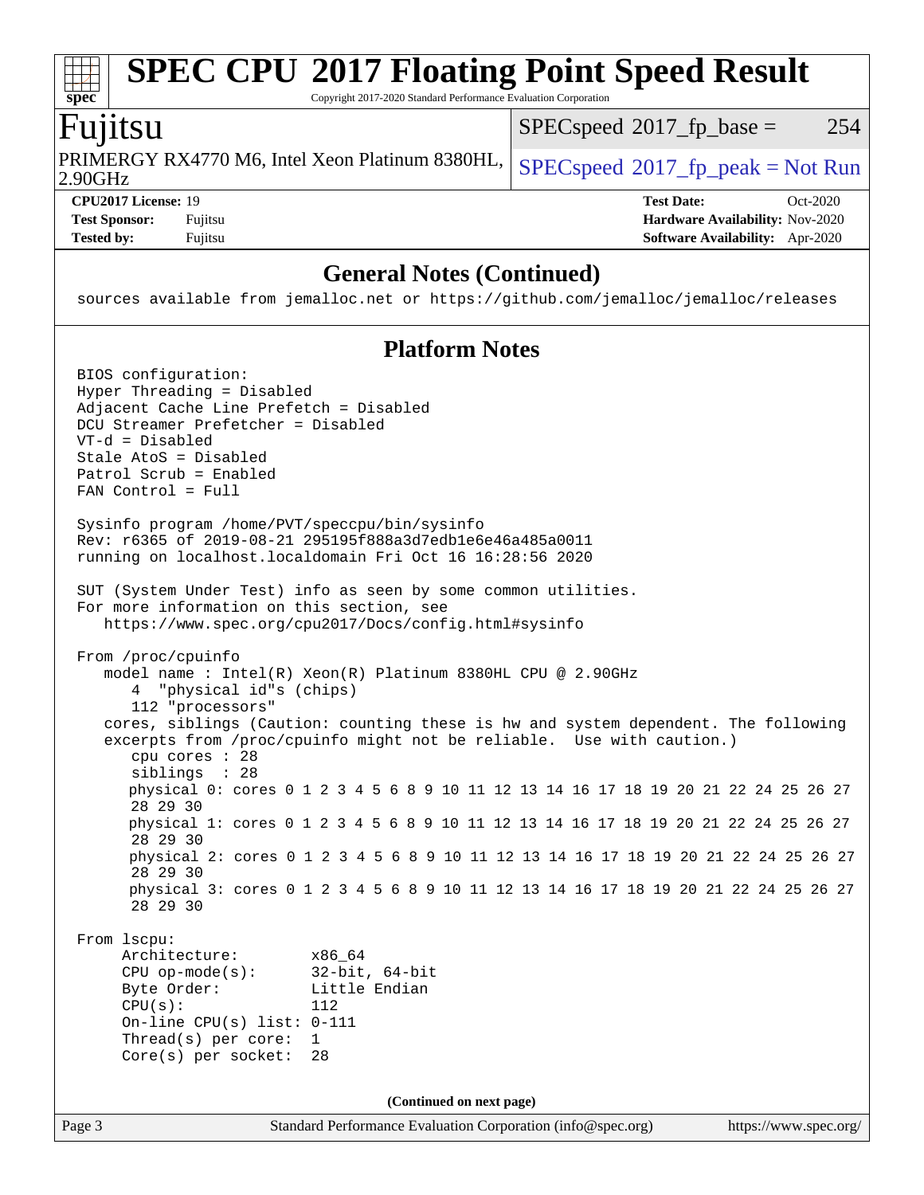# SPEC CPU 2017 Floating Point Speed Result

Copyright 2017-2020 Standard Performance Evaluation Corporation

## Fujitsu

PRIMERGY RX4770 M6, Intel Xeon Platinum 8380HL, 2.90GHz

SPECspeed 2017_fp_base = 254

SPECspeed 2017_fp_peak = Not Run

**CPU2017 License:** 19
**Test Sponsor:** Fujitsu
**Tested by:** Fujitsu

**Test Date:** Oct-2020
**Hardware Availability:** Nov-2020
**Software Availability:** Apr-2020

### General Notes (Continued)

```
sources available from jemalloc.net or https://github.com/jemalloc/jemalloc/releases
```

### Platform Notes

```
BIOS configuration:
Hyper Threading = Disabled
Adjacent Cache Line Prefetch = Disabled
DCU Streamer Prefetcher = Disabled
VT-d = Disabled
Stale AtoS = Disabled
Patrol Scrub = Enabled
FAN Control = Full

Sysinfo program /home/PVT/speccpu/bin/sysinfo
Rev: r6365 of 2019-08-21 295195f888a3d7edb1e6e46a485a0011
running on localhost.localdomain Fri Oct 16 16:28:56 2020

SUT (System Under Test) info as seen by some common utilities.
For more information on this section, see
   https://www.spec.org/cpu2017/Docs/config.html#sysinfo

From /proc/cpuinfo
   model name : Intel(R) Xeon(R) Platinum 8380HL CPU @ 2.90GHz
      4  "physical id"s (chips)
      112 "processors"
   cores, siblings (Caution: counting these is hw and system dependent. The following
   excerpts from /proc/cpuinfo might not be reliable.  Use with caution.)
      cpu cores : 28
      siblings  : 28
      physical 0: cores 0 1 2 3 4 5 6 8 9 10 11 12 13 14 16 17 18 19 20 21 22 24 25 26 27
      28 29 30
      physical 1: cores 0 1 2 3 4 5 6 8 9 10 11 12 13 14 16 17 18 19 20 21 22 24 25 26 27
      28 29 30
      physical 2: cores 0 1 2 3 4 5 6 8 9 10 11 12 13 14 16 17 18 19 20 21 22 24 25 26 27
      28 29 30
      physical 3: cores 0 1 2 3 4 5 6 8 9 10 11 12 13 14 16 17 18 19 20 21 22 24 25 26 27
      28 29 30

From lscpu:
     Architecture:        x86_64
     CPU op-mode(s):      32-bit, 64-bit
     Byte Order:          Little Endian
     CPU(s):              112
     On-line CPU(s) list: 0-111
     Thread(s) per core:  1
     Core(s) per socket:  28
```

(Continued on next page)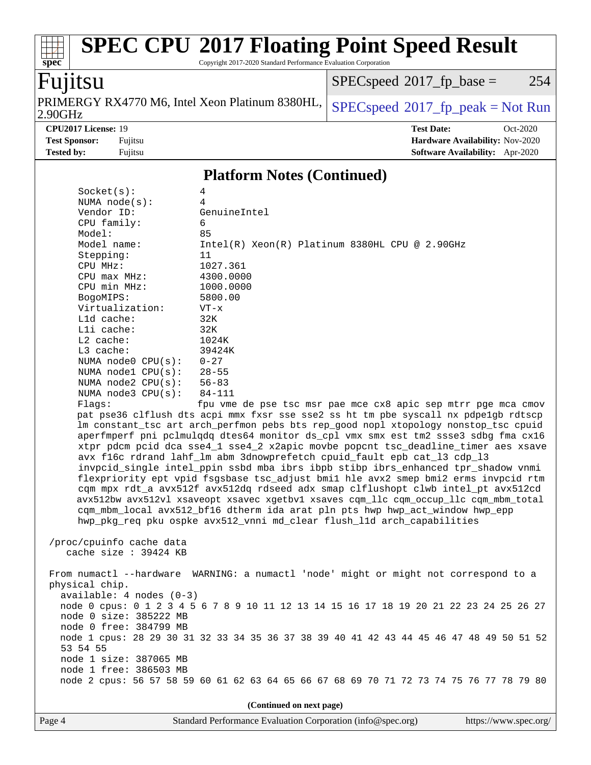# SPEC CPU 2017 Floating Point Speed Result

Copyright 2017-2020 Standard Performance Evaluation Corporation

**Fujitsu**

PRIMERGY RX4770 M6, Intel Xeon Platinum 8380HL, 2.90GHz

SPECspeed 2017_fp_base = 254

SPECspeed 2017_fp_peak = Not Run

**CPU2017 License:** 19
**Test Sponsor:** Fujitsu
**Tested by:** Fujitsu

**Test Date:** Oct-2020
**Hardware Availability:** Nov-2020
**Software Availability:** Apr-2020

## Platform Notes (Continued)

```
     Socket(s):             4
     NUMA node(s):          4
     Vendor ID:             GenuineIntel
     CPU family:            6
     Model:                 85
     Model name:            Intel(R) Xeon(R) Platinum 8380HL CPU @ 2.90GHz
     Stepping:              11
     CPU MHz:               1027.361
     CPU max MHz:           4300.0000
     CPU min MHz:           1000.0000
     BogoMIPS:              5800.00
     Virtualization:        VT-x
     L1d cache:             32K
     L1i cache:             32K
     L2 cache:              1024K
     L3 cache:              39424K
     NUMA node0 CPU(s):     0-27
     NUMA node1 CPU(s):     28-55
     NUMA node2 CPU(s):     56-83
     NUMA node3 CPU(s):     84-111
     Flags:                 fpu vme de pse tsc msr pae mce cx8 apic sep mtrr pge mca cmov
     pat pse36 clflush dts acpi mmx fxsr sse sse2 ss ht tm pbe syscall nx pdpe1gb rdtscp
     lm constant_tsc art arch_perfmon pebs bts rep_good nopl xtopology nonstop_tsc cpuid
     aperfmperf pni pclmulqdq dtes64 monitor ds_cpl vmx smx est tm2 ssse3 sdbg fma cx16
     xtpr pdcm pcid dca sse4_1 sse4_2 x2apic movbe popcnt tsc_deadline_timer aes xsave
     avx f16c rdrand lahf_lm abm 3dnowprefetch cpuid_fault epb cat_l3 cdp_l3
     invpcid_single intel_ppin ssbd mba ibrs ibpb stibp ibrs_enhanced tpr_shadow vnmi
     flexpriority ept vpid fsgsbase tsc_adjust bmi1 hle avx2 smep bmi2 erms invpcid rtm
     cqm mpx rdt_a avx512f avx512dq rdseed adx smap clflushopt clwb intel_pt avx512cd
     avx512bw avx512vl xsaveopt xsavec xgetbv1 xsaves cqm_llc cqm_occup_llc cqm_mbm_total
     cqm_mbm_local avx512_bf16 dtherm ida arat pln pts hwp hwp_act_window hwp_epp
     hwp_pkg_req pku ospke avx512_vnni md_clear flush_l1d arch_capabilities

 /proc/cpuinfo cache data
    cache size : 39424 KB

 From numactl --hardware  WARNING: a numactl 'node' might or might not correspond to a
 physical chip.
   available: 4 nodes (0-3)
   node 0 cpus: 0 1 2 3 4 5 6 7 8 9 10 11 12 13 14 15 16 17 18 19 20 21 22 23 24 25 26 27
   node 0 size: 385222 MB
   node 0 free: 384799 MB
   node 1 cpus: 28 29 30 31 32 33 34 35 36 37 38 39 40 41 42 43 44 45 46 47 48 49 50 51 52
   53 54 55
   node 1 size: 387065 MB
   node 1 free: 386503 MB
   node 2 cpus: 56 57 58 59 60 61 62 63 64 65 66 67 68 69 70 71 72 73 74 75 76 77 78 79 80
```

(Continued on next page)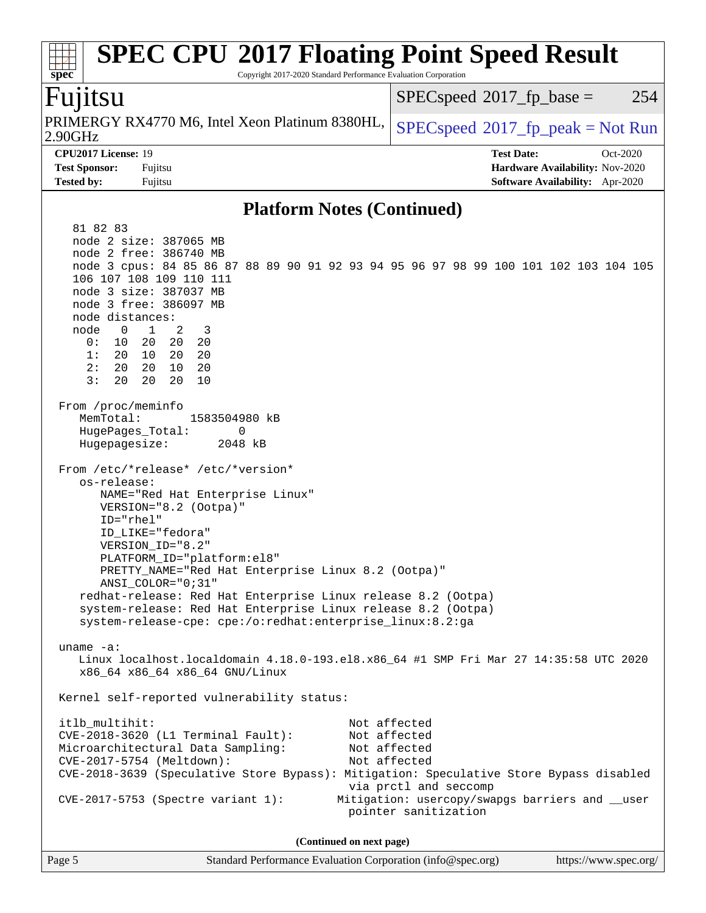## Platform Notes (Continued)

```
   81 82 83
   node 2 size: 387065 MB
   node 2 free: 386740 MB
   node 3 cpus: 84 85 86 87 88 89 90 91 92 93 94 95 96 97 98 99 100 101 102 103 104 105
   106 107 108 109 110 111
   node 3 size: 387037 MB
   node 3 free: 386097 MB
   node distances:
   node   0   1   2   3
     0:  10  20  20  20
     1:  20  10  20  20
     2:  20  20  10  20
     3:  20  20  20  10

 From /proc/meminfo
    MemTotal:       1583504980 kB
    HugePages_Total:       0
    Hugepagesize:       2048 kB

 From /etc/*release* /etc/*version*
    os-release:
       NAME="Red Hat Enterprise Linux"
       VERSION="8.2 (Ootpa)"
       ID="rhel"
       ID_LIKE="fedora"
       VERSION_ID="8.2"
       PLATFORM_ID="platform:el8"
       PRETTY_NAME="Red Hat Enterprise Linux 8.2 (Ootpa)"
       ANSI_COLOR="0;31"
    redhat-release: Red Hat Enterprise Linux release 8.2 (Ootpa)
    system-release: Red Hat Enterprise Linux release 8.2 (Ootpa)
    system-release-cpe: cpe:/o:redhat:enterprise_linux:8.2:ga

 uname -a:
    Linux localhost.localdomain 4.18.0-193.el8.x86_64 #1 SMP Fri Mar 27 14:35:58 UTC 2020
    x86_64 x86_64 x86_64 GNU/Linux

 Kernel self-reported vulnerability status:

 itlb_multihit:                            Not affected
 CVE-2018-3620 (L1 Terminal Fault):        Not affected
 Microarchitectural Data Sampling:         Not affected
 CVE-2017-5754 (Meltdown):                 Not affected
 CVE-2018-3639 (Speculative Store Bypass): Mitigation: Speculative Store Bypass disabled
                                           via prctl and seccomp
 CVE-2017-5753 (Spectre variant 1):       Mitigation: usercopy/swapgs barriers and __user
                                           pointer sanitization
```

**(Continued on next page)**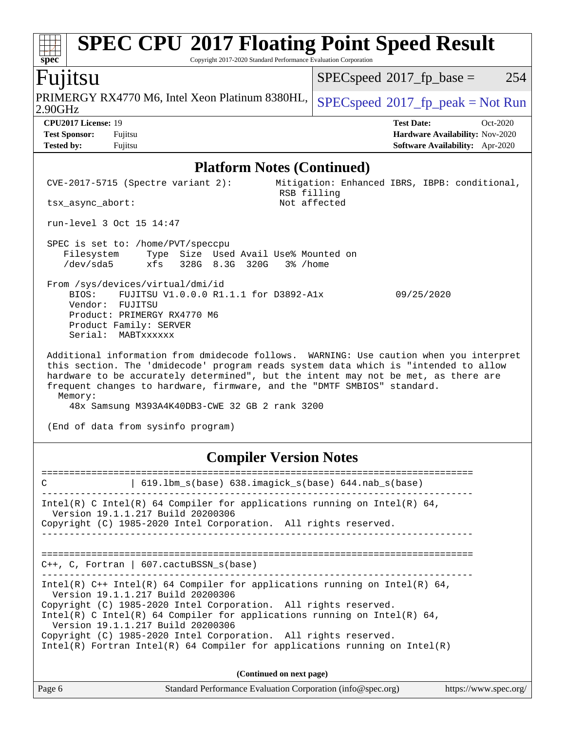# SPEC CPU 2017 Floating Point Speed Result

Copyright 2017-2020 Standard Performance Evaluation Corporation

## Fujitsu

PRIMERGY RX4770 M6, Intel Xeon Platinum 8380HL, 2.90GHz

SPECspeed 2017_fp_base = 254

SPECspeed 2017_fp_peak = Not Run

**CPU2017 License:** 19
**Test Sponsor:** Fujitsu
**Tested by:** Fujitsu

**Test Date:** Oct-2020
**Hardware Availability:** Nov-2020
**Software Availability:** Apr-2020

### Platform Notes (Continued)

```
 CVE-2017-5715 (Spectre variant 2):         Mitigation: Enhanced IBRS, IBPB: conditional,
                                             RSB filling
 tsx_async_abort:                            Not affected

 run-level 3 Oct 15 14:47

 SPEC is set to: /home/PVT/speccpu
    Filesystem     Type  Size  Used Avail Use% Mounted on
    /dev/sda5      xfs   328G  8.3G  320G   3% /home

 From /sys/devices/virtual/dmi/id
     BIOS:    FUJITSU V1.0.0.0 R1.1.1 for D3892-A1x              09/25/2020
     Vendor:  FUJITSU
     Product: PRIMERGY RX4770 M6
     Product Family: SERVER
     Serial:  MABTxxxxxx

 Additional information from dmidecode follows.  WARNING: Use caution when you interpret
 this section. The 'dmidecode' program reads system data which is "intended to allow
 hardware to be accurately determined", but the intent may not be met, as there are
 frequent changes to hardware, firmware, and the "DMTF SMBIOS" standard.
   Memory:
     48x Samsung M393A4K40DB3-CWE 32 GB 2 rank 3200

 (End of data from sysinfo program)
```

### Compiler Version Notes

```
==============================================================================
C               | 619.lbm_s(base) 638.imagick_s(base) 644.nab_s(base)
------------------------------------------------------------------------------
Intel(R) C Intel(R) 64 Compiler for applications running on Intel(R) 64,
  Version 19.1.1.217 Build 20200306
Copyright (C) 1985-2020 Intel Corporation.  All rights reserved.
------------------------------------------------------------------------------

==============================================================================
C++, C, Fortran | 607.cactuBSSN_s(base)
------------------------------------------------------------------------------
Intel(R) C++ Intel(R) 64 Compiler for applications running on Intel(R) 64,
  Version 19.1.1.217 Build 20200306
Copyright (C) 1985-2020 Intel Corporation.  All rights reserved.
Intel(R) C Intel(R) 64 Compiler for applications running on Intel(R) 64,
  Version 19.1.1.217 Build 20200306
Copyright (C) 1985-2020 Intel Corporation.  All rights reserved.
Intel(R) Fortran Intel(R) 64 Compiler for applications running on Intel(R)
```

**(Continued on next page)**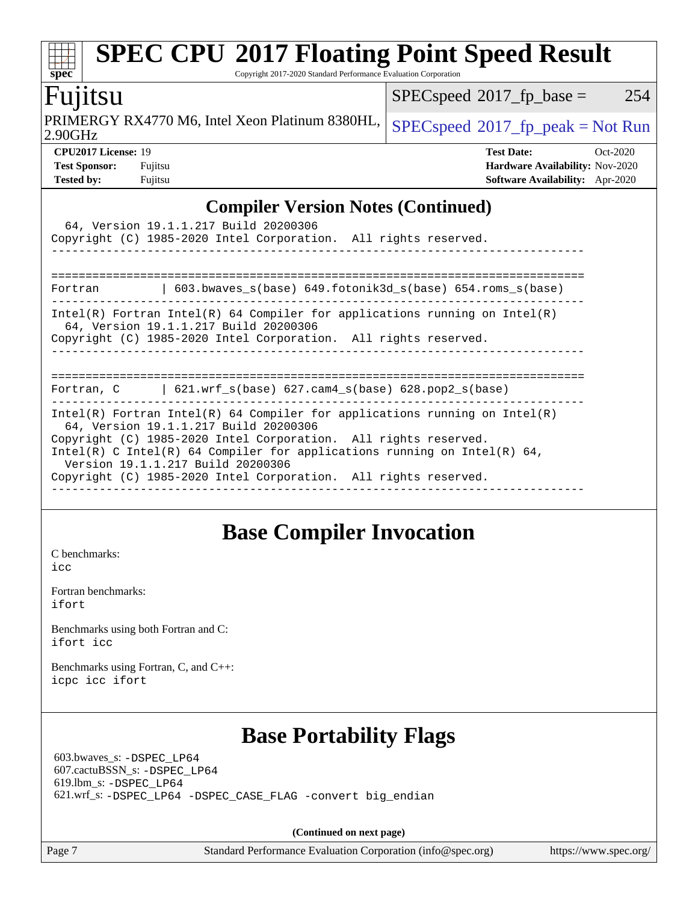## Compiler Version Notes (Continued)

```
  64, Version 19.1.1.217 Build 20200306
Copyright (C) 1985-2020 Intel Corporation.  All rights reserved.
------------------------------------------------------------------------------

==============================================================================
Fortran         | 603.bwaves_s(base) 649.fotonik3d_s(base) 654.roms_s(base)
------------------------------------------------------------------------------
Intel(R) Fortran Intel(R) 64 Compiler for applications running on Intel(R)
  64, Version 19.1.1.217 Build 20200306
Copyright (C) 1985-2020 Intel Corporation.  All rights reserved.
------------------------------------------------------------------------------

==============================================================================
Fortran, C      | 621.wrf_s(base) 627.cam4_s(base) 628.pop2_s(base)
------------------------------------------------------------------------------
Intel(R) Fortran Intel(R) 64 Compiler for applications running on Intel(R)
  64, Version 19.1.1.217 Build 20200306
Copyright (C) 1985-2020 Intel Corporation.  All rights reserved.
Intel(R) C Intel(R) 64 Compiler for applications running on Intel(R) 64,
  Version 19.1.1.217 Build 20200306
Copyright (C) 1985-2020 Intel Corporation.  All rights reserved.
------------------------------------------------------------------------------
```

## Base Compiler Invocation

C benchmarks:
`icc`

Fortran benchmarks:
`ifort`

Benchmarks using both Fortran and C:
`ifort icc`

Benchmarks using Fortran, C, and C++:
`icpc icc ifort`

## Base Portability Flags

603.bwaves_s: `-DSPEC_LP64`
607.cactuBSSN_s: `-DSPEC_LP64`
619.lbm_s: `-DSPEC_LP64`
621.wrf_s: `-DSPEC_LP64 -DSPEC_CASE_FLAG -convert big_endian`

**(Continued on next page)**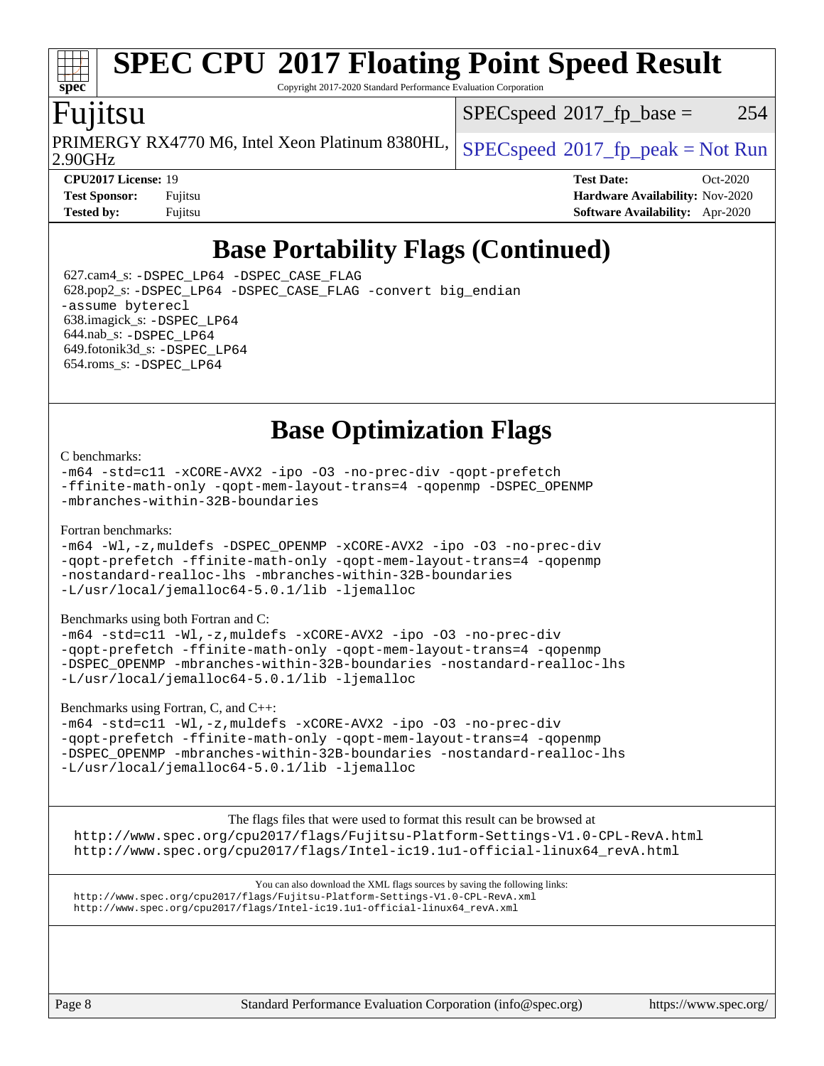# SPEC CPU 2017 Floating Point Speed Result

Copyright 2017-2020 Standard Performance Evaluation Corporation

## Fujitsu

PRIMERGY RX4770 M6, Intel Xeon Platinum 8380HL, 2.90GHz

SPECspeed 2017_fp_base = 254

SPECspeed 2017_fp_peak = Not Run

**CPU2017 License:** 19
**Test Sponsor:** Fujitsu
**Tested by:** Fujitsu

**Test Date:** Oct-2020
**Hardware Availability:** Nov-2020
**Software Availability:** Apr-2020

## Base Portability Flags (Continued)

627.cam4_s: -DSPEC_LP64 -DSPEC_CASE_FLAG
628.pop2_s: -DSPEC_LP64 -DSPEC_CASE_FLAG -convert big_endian -assume byterecl
638.imagick_s: -DSPEC_LP64
644.nab_s: -DSPEC_LP64
649.fotonik3d_s: -DSPEC_LP64
654.roms_s: -DSPEC_LP64

## Base Optimization Flags

C benchmarks:

```
-m64 -std=c11 -xCORE-AVX2 -ipo -O3 -no-prec-div -qopt-prefetch
-ffinite-math-only -qopt-mem-layout-trans=4 -qopenmp -DSPEC_OPENMP
-mbranches-within-32B-boundaries
```

Fortran benchmarks:

```
-m64 -Wl,-z,muldefs -DSPEC_OPENMP -xCORE-AVX2 -ipo -O3 -no-prec-div
-qopt-prefetch -ffinite-math-only -qopt-mem-layout-trans=4 -qopenmp
-nostandard-realloc-lhs -mbranches-within-32B-boundaries
-L/usr/local/jemalloc64-5.0.1/lib -ljemalloc
```

Benchmarks using both Fortran and C:

```
-m64 -std=c11 -Wl,-z,muldefs -xCORE-AVX2 -ipo -O3 -no-prec-div
-qopt-prefetch -ffinite-math-only -qopt-mem-layout-trans=4 -qopenmp
-DSPEC_OPENMP -mbranches-within-32B-boundaries -nostandard-realloc-lhs
-L/usr/local/jemalloc64-5.0.1/lib -ljemalloc
```

Benchmarks using Fortran, C, and C++:

```
-m64 -std=c11 -Wl,-z,muldefs -xCORE-AVX2 -ipo -O3 -no-prec-div
-qopt-prefetch -ffinite-math-only -qopt-mem-layout-trans=4 -qopenmp
-DSPEC_OPENMP -mbranches-within-32B-boundaries -nostandard-realloc-lhs
-L/usr/local/jemalloc64-5.0.1/lib -ljemalloc
```

The flags files that were used to format this result can be browsed at
http://www.spec.org/cpu2017/flags/Fujitsu-Platform-Settings-V1.0-CPL-RevA.html
http://www.spec.org/cpu2017/flags/Intel-ic19.1u1-official-linux64_revA.html

You can also download the XML flags sources by saving the following links:
http://www.spec.org/cpu2017/flags/Fujitsu-Platform-Settings-V1.0-CPL-RevA.xml
http://www.spec.org/cpu2017/flags/Intel-ic19.1u1-official-linux64_revA.xml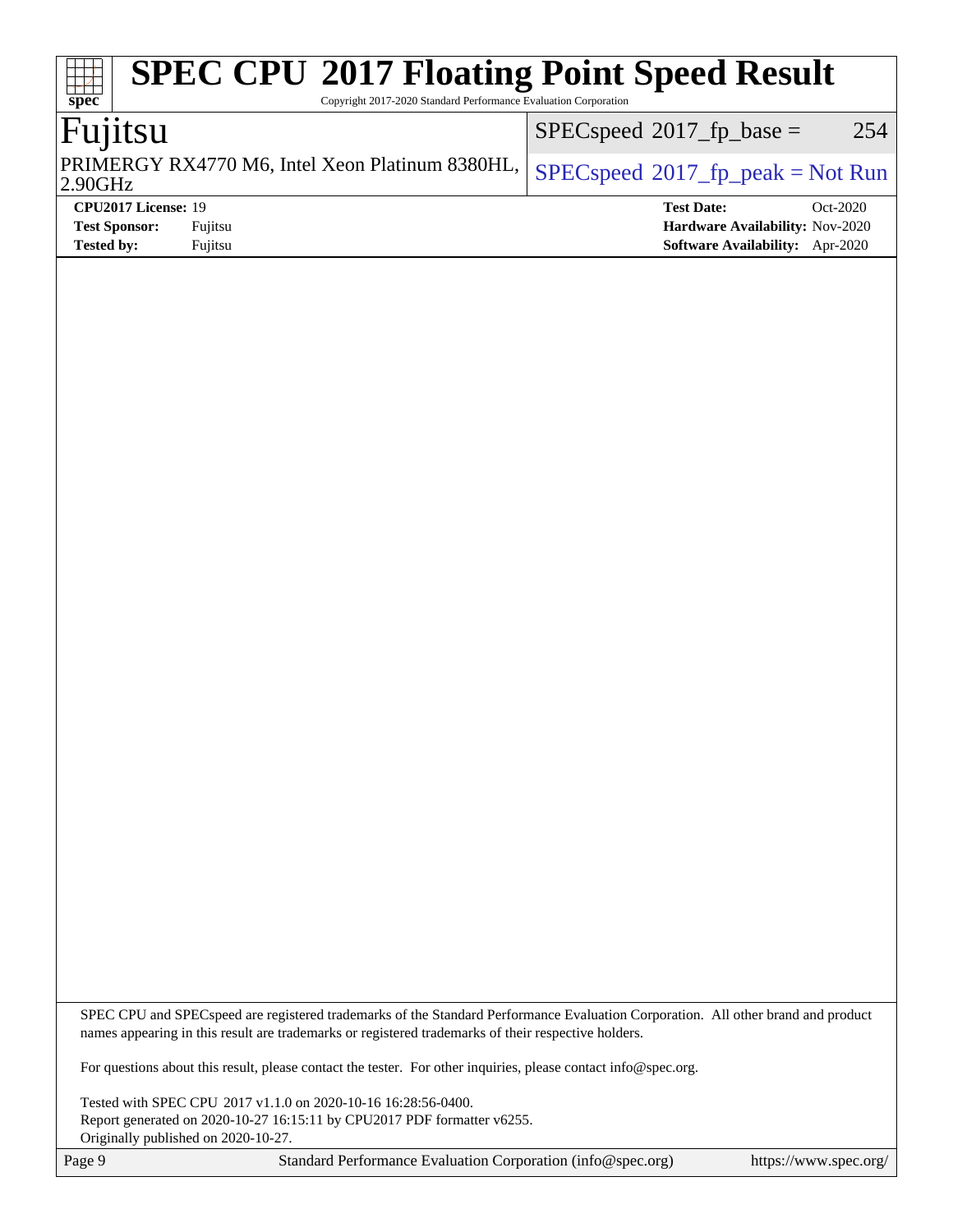SPEC CPU and SPECspeed are registered trademarks of the Standard Performance Evaluation Corporation. All other brand and product names appearing in this result are trademarks or registered trademarks of their respective holders.

For questions about this result, please contact the tester. For other inquiries, please contact info@spec.org.

Tested with SPEC CPU 2017 v1.1.0 on 2020-10-16 16:28:56-0400.
Report generated on 2020-10-27 16:15:11 by CPU2017 PDF formatter v6255.
Originally published on 2020-10-27.